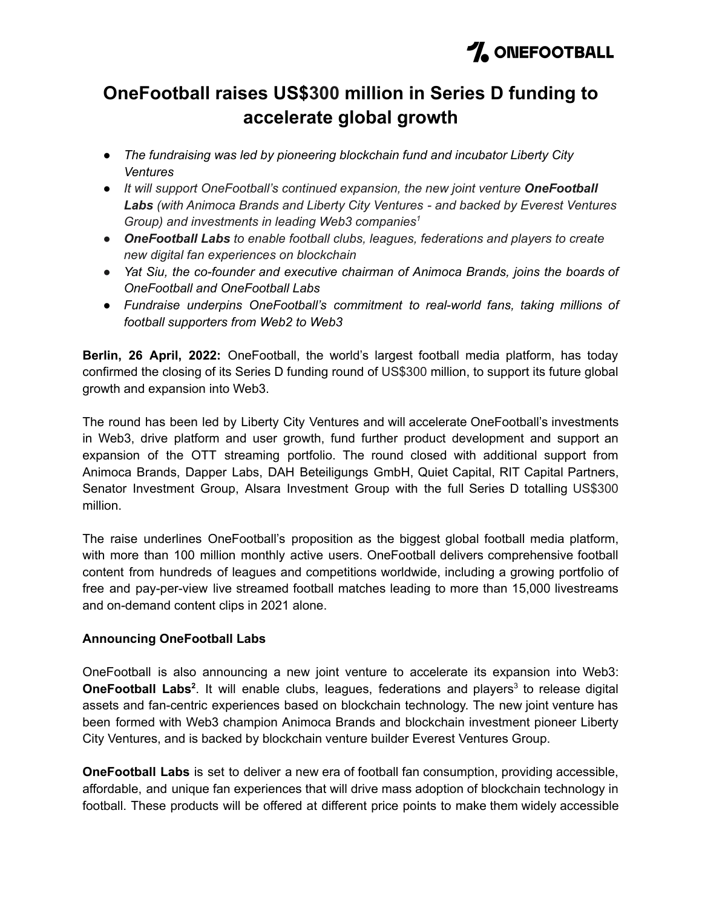# OneFootball raises US$300 million in Series D funding to accelerate global growth

- *The fundraising was led by pioneering blockchain fund and incubator Liberty City Ventures*
- *It will support OneFootball's continued expansion, the new joint venture **OneFootball Labs** (with Animoca Brands and Liberty City Ventures - and backed by Everest Ventures Group) and investments in leading Web3 companies[1]*
- ***OneFootball Labs** to enable football clubs, leagues, federations and players to create new digital fan experiences on blockchain*
- *Yat Siu, the co-founder and executive chairman of Animoca Brands, joins the boards of OneFootball and OneFootball Labs*
- *Fundraise underpins OneFootball's commitment to real-world fans, taking millions of football supporters from Web2 to Web3*

**Berlin, 26 April, 2022:** OneFootball, the world's largest football media platform, has today confirmed the closing of its Series D funding round of US$300 million, to support its future global growth and expansion into Web3.

The round has been led by Liberty City Ventures and will accelerate OneFootball's investments in Web3, drive platform and user growth, fund further product development and support an expansion of the OTT streaming portfolio. The round closed with additional support from Animoca Brands, Dapper Labs, DAH Beteiligungs GmbH, Quiet Capital, RIT Capital Partners, Senator Investment Group, Alsara Investment Group with the full Series D totalling US$300 million.

The raise underlines OneFootball's proposition as the biggest global football media platform, with more than 100 million monthly active users. OneFootball delivers comprehensive football content from hundreds of leagues and competitions worldwide, including a growing portfolio of free and pay-per-view live streamed football matches leading to more than 15,000 livestreams and on-demand content clips in 2021 alone.

**Announcing OneFootball Labs**

OneFootball is also announcing a new joint venture to accelerate its expansion into Web3: **OneFootball Labs[2]**. It will enable clubs, leagues, federations and players[3] to release digital assets and fan-centric experiences based on blockchain technology. The new joint venture has been formed with Web3 champion Animoca Brands and blockchain investment pioneer Liberty City Ventures, and is backed by blockchain venture builder Everest Ventures Group.

**OneFootball Labs** is set to deliver a new era of football fan consumption, providing accessible, affordable, and unique fan experiences that will drive mass adoption of blockchain technology in football. These products will be offered at different price points to make them widely accessible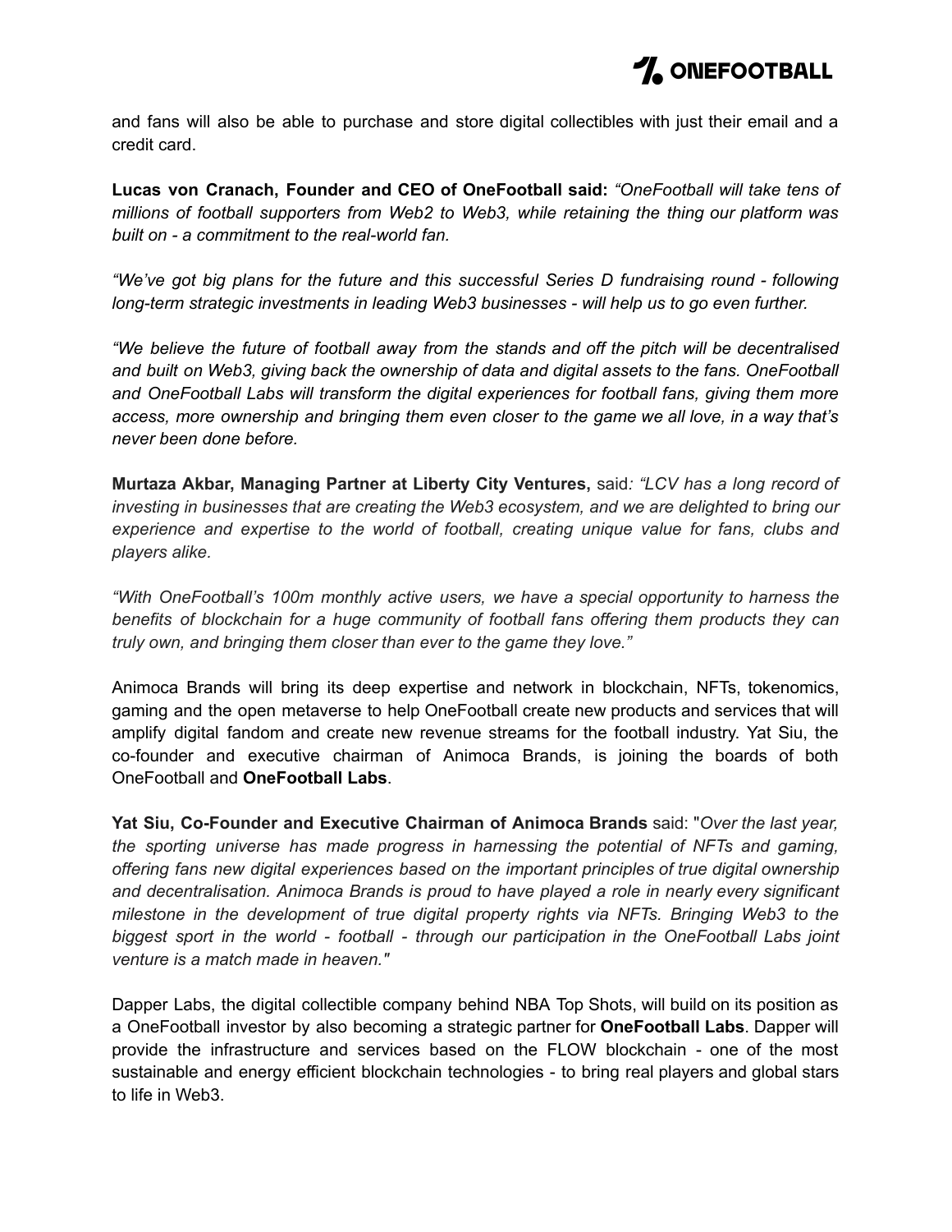and fans will also be able to purchase and store digital collectibles with just their email and a credit card.

**Lucas von Cranach, Founder and CEO of OneFootball said:** *"OneFootball will take tens of millions of football supporters from Web2 to Web3, while retaining the thing our platform was built on - a commitment to the real-world fan.*

*"We've got big plans for the future and this successful Series D fundraising round - following long-term strategic investments in leading Web3 businesses - will help us to go even further.*

*"We believe the future of football away from the stands and off the pitch will be decentralised and built on Web3, giving back the ownership of data and digital assets to the fans. OneFootball and OneFootball Labs will transform the digital experiences for football fans, giving them more access, more ownership and bringing them even closer to the game we all love, in a way that's never been done before.*

**Murtaza Akbar, Managing Partner at Liberty City Ventures,** said*: "LCV has a long record of investing in businesses that are creating the Web3 ecosystem, and we are delighted to bring our experience and expertise to the world of football, creating unique value for fans, clubs and players alike.*

*"With OneFootball's 100m monthly active users, we have a special opportunity to harness the benefits of blockchain for a huge community of football fans offering them products they can truly own, and bringing them closer than ever to the game they love."*

Animoca Brands will bring its deep expertise and network in blockchain, NFTs, tokenomics, gaming and the open metaverse to help OneFootball create new products and services that will amplify digital fandom and create new revenue streams for the football industry. Yat Siu, the co-founder and executive chairman of Animoca Brands, is joining the boards of both OneFootball and **OneFootball Labs**.

**Yat Siu, Co-Founder and Executive Chairman of Animoca Brands** said: "*Over the last year, the sporting universe has made progress in harnessing the potential of NFTs and gaming, offering fans new digital experiences based on the important principles of true digital ownership and decentralisation. Animoca Brands is proud to have played a role in nearly every significant milestone in the development of true digital property rights via NFTs. Bringing Web3 to the biggest sport in the world - football - through our participation in the OneFootball Labs joint venture is a match made in heaven."*

Dapper Labs, the digital collectible company behind NBA Top Shots, will build on its position as a OneFootball investor by also becoming a strategic partner for **OneFootball Labs**. Dapper will provide the infrastructure and services based on the FLOW blockchain - one of the most sustainable and energy efficient blockchain technologies - to bring real players and global stars to life in Web3.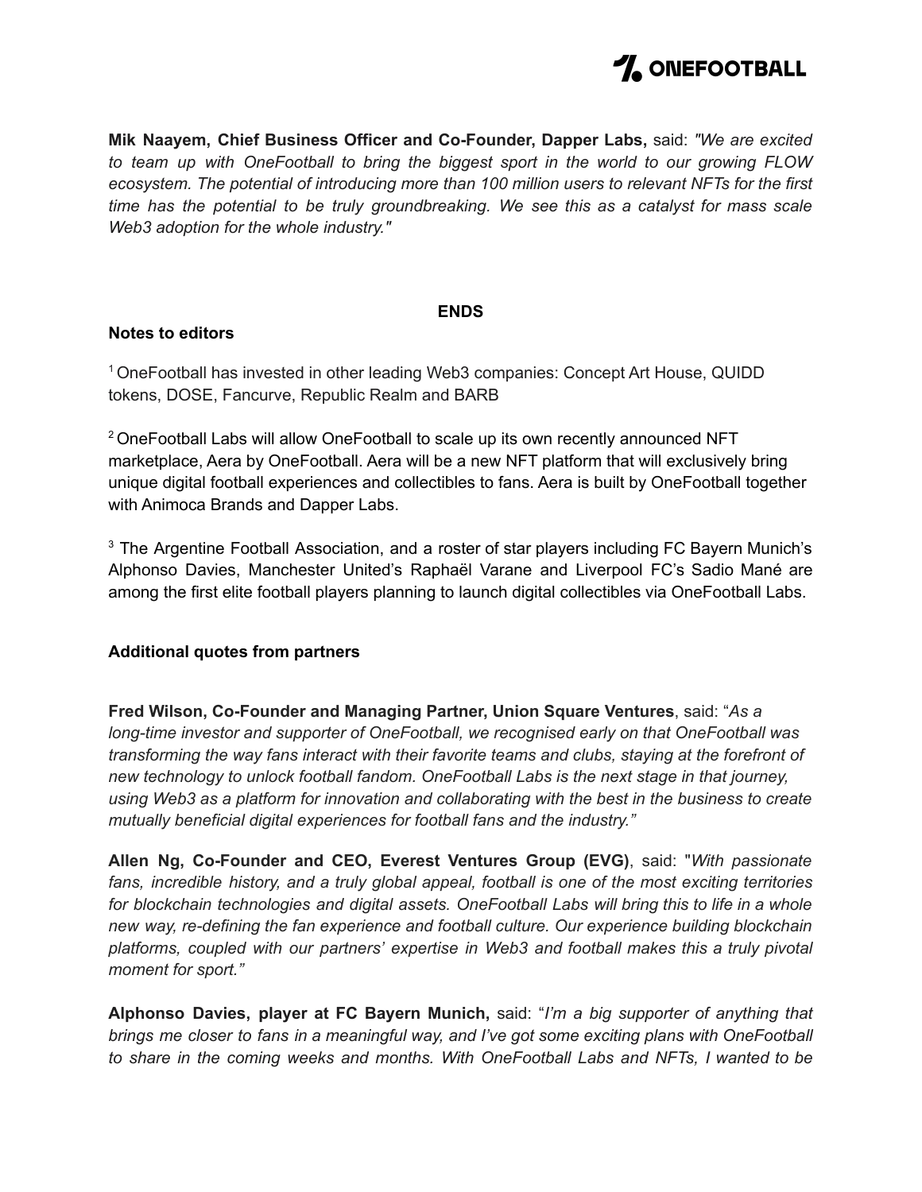**Mik Naayem, Chief Business Officer and Co-Founder, Dapper Labs,** said: *"We are excited to team up with OneFootball to bring the biggest sport in the world to our growing FLOW ecosystem. The potential of introducing more than 100 million users to relevant NFTs for the first time has the potential to be truly groundbreaking. We see this as a catalyst for mass scale Web3 adoption for the whole industry."*

**ENDS**

**Notes to editors**

[1] OneFootball has invested in other leading Web3 companies: Concept Art House, QUIDD tokens, DOSE, Fancurve, Republic Realm and BARB

[2] OneFootball Labs will allow OneFootball to scale up its own recently announced NFT marketplace, Aera by OneFootball. Aera will be a new NFT platform that will exclusively bring unique digital football experiences and collectibles to fans. Aera is built by OneFootball together with Animoca Brands and Dapper Labs.

[3] The Argentine Football Association, and a roster of star players including FC Bayern Munich's Alphonso Davies, Manchester United's Raphaël Varane and Liverpool FC's Sadio Mané are among the first elite football players planning to launch digital collectibles via OneFootball Labs.

**Additional quotes from partners**

**Fred Wilson, Co-Founder and Managing Partner, Union Square Ventures**, said: "*As a long-time investor and supporter of OneFootball, we recognised early on that OneFootball was transforming the way fans interact with their favorite teams and clubs, staying at the forefront of new technology to unlock football fandom. OneFootball Labs is the next stage in that journey, using Web3 as a platform for innovation and collaborating with the best in the business to create mutually beneficial digital experiences for football fans and the industry.*"

**Allen Ng, Co-Founder and CEO, Everest Ventures Group (EVG)**, said: "*With passionate fans, incredible history, and a truly global appeal, football is one of the most exciting territories for blockchain technologies and digital assets. OneFootball Labs will bring this to life in a whole new way, re-defining the fan experience and football culture. Our experience building blockchain platforms, coupled with our partners' expertise in Web3 and football makes this a truly pivotal moment for sport.*"

**Alphonso Davies, player at FC Bayern Munich,** said: "*I'm a big supporter of anything that brings me closer to fans in a meaningful way, and I've got some exciting plans with OneFootball to share in the coming weeks and months. With OneFootball Labs and NFTs, I wanted to be*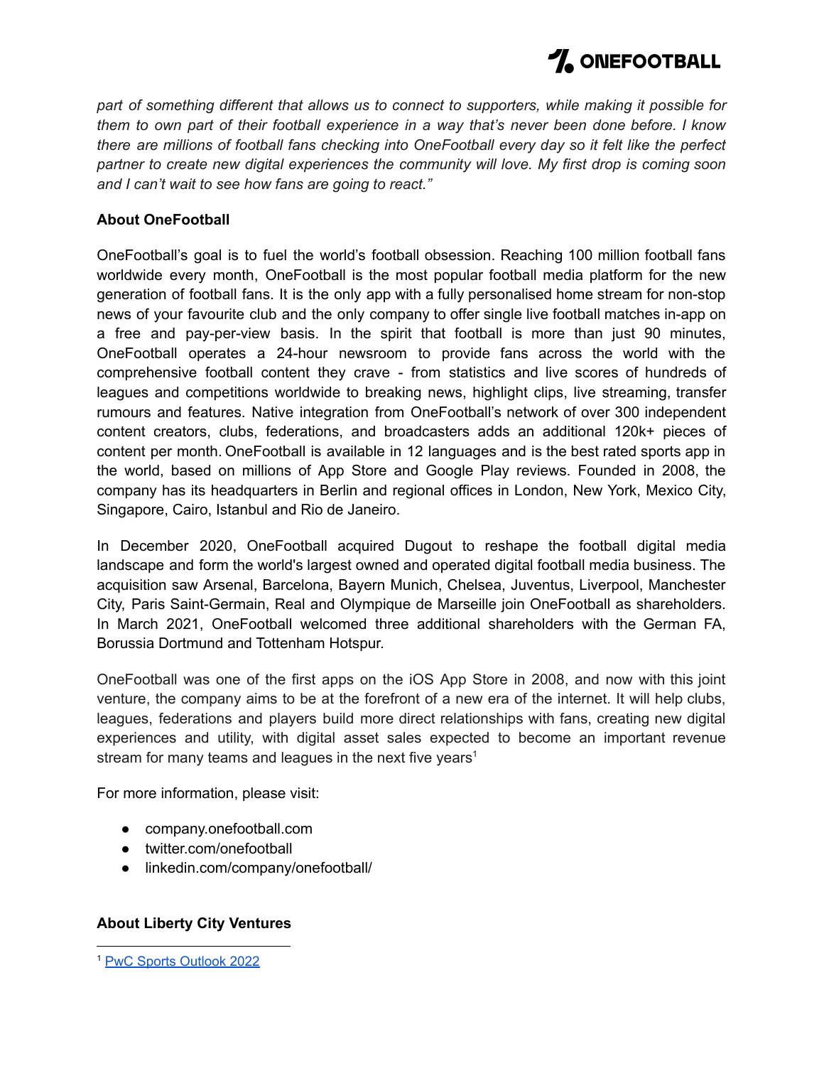*part of something different that allows us to connect to supporters, while making it possible for them to own part of their football experience in a way that's never been done before. I know there are millions of football fans checking into OneFootball every day so it felt like the perfect partner to create new digital experiences the community will love. My first drop is coming soon and I can't wait to see how fans are going to react."*

**About OneFootball**

OneFootball's goal is to fuel the world's football obsession. Reaching 100 million football fans worldwide every month, OneFootball is the most popular football media platform for the new generation of football fans. It is the only app with a fully personalised home stream for non-stop news of your favourite club and the only company to offer single live football matches in-app on a free and pay-per-view basis. In the spirit that football is more than just 90 minutes, OneFootball operates a 24-hour newsroom to provide fans across the world with the comprehensive football content they crave - from statistics and live scores of hundreds of leagues and competitions worldwide to breaking news, highlight clips, live streaming, transfer rumours and features. Native integration from OneFootball's network of over 300 independent content creators, clubs, federations, and broadcasters adds an additional 120k+ pieces of content per month. OneFootball is available in 12 languages and is the best rated sports app in the world, based on millions of App Store and Google Play reviews. Founded in 2008, the company has its headquarters in Berlin and regional offices in London, New York, Mexico City, Singapore, Cairo, Istanbul and Rio de Janeiro.

In December 2020, OneFootball acquired Dugout to reshape the football digital media landscape and form the world's largest owned and operated digital football media business. The acquisition saw Arsenal, Barcelona, Bayern Munich, Chelsea, Juventus, Liverpool, Manchester City, Paris Saint-Germain, Real and Olympique de Marseille join OneFootball as shareholders. In March 2021, OneFootball welcomed three additional shareholders with the German FA, Borussia Dortmund and Tottenham Hotspur.

OneFootball was one of the first apps on the iOS App Store in 2008, and now with this joint venture, the company aims to be at the forefront of a new era of the internet. It will help clubs, leagues, federations and players build more direct relationships with fans, creating new digital experiences and utility, with digital asset sales expected to become an important revenue stream for many teams and leagues in the next five years[1]

For more information, please visit:

- company.onefootball.com
- twitter.com/onefootball
- linkedin.com/company/onefootball/

**About Liberty City Ventures**

---

[1] PwC Sports Outlook 2022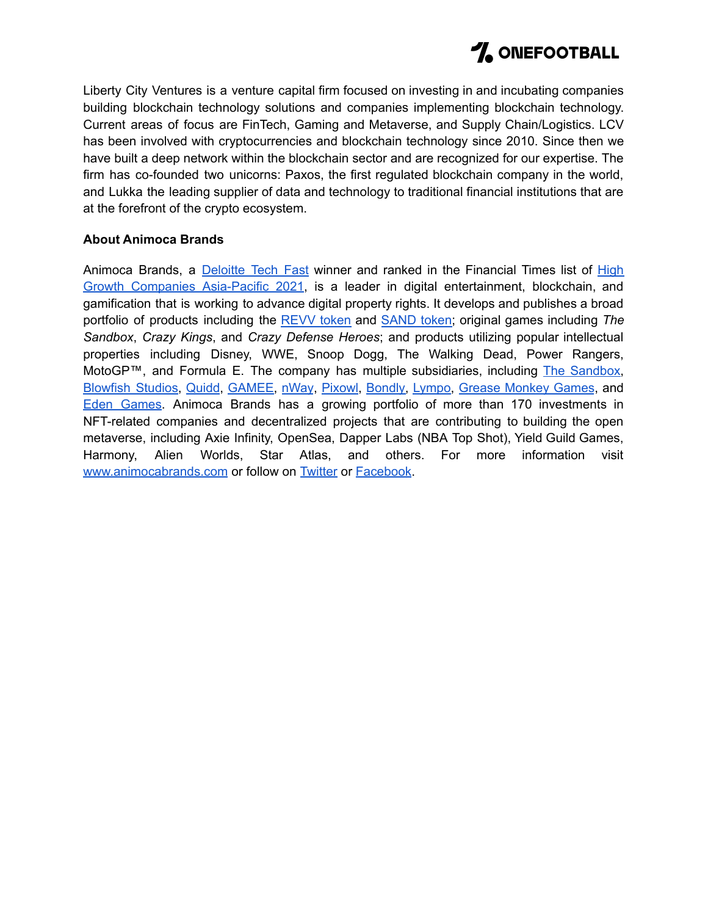Liberty City Ventures is a venture capital firm focused on investing in and incubating companies building blockchain technology solutions and companies implementing blockchain technology. Current areas of focus are FinTech, Gaming and Metaverse, and Supply Chain/Logistics. LCV has been involved with cryptocurrencies and blockchain technology since 2010. Since then we have built a deep network within the blockchain sector and are recognized for our expertise. The firm has co-founded two unicorns: Paxos, the first regulated blockchain company in the world, and Lukka the leading supplier of data and technology to traditional financial institutions that are at the forefront of the crypto ecosystem.

**About Animoca Brands**

Animoca Brands, a Deloitte Tech Fast winner and ranked in the Financial Times list of High Growth Companies Asia-Pacific 2021, is a leader in digital entertainment, blockchain, and gamification that is working to advance digital property rights. It develops and publishes a broad portfolio of products including the REVV token and SAND token; original games including *The Sandbox*, *Crazy Kings*, and *Crazy Defense Heroes*; and products utilizing popular intellectual properties including Disney, WWE, Snoop Dogg, The Walking Dead, Power Rangers, MotoGP™, and Formula E. The company has multiple subsidiaries, including The Sandbox, Blowfish Studios, Quidd, GAMEE, nWay, Pixowl, Bondly, Lympo, Grease Monkey Games, and Eden Games. Animoca Brands has a growing portfolio of more than 170 investments in NFT-related companies and decentralized projects that are contributing to building the open metaverse, including Axie Infinity, OpenSea, Dapper Labs (NBA Top Shot), Yield Guild Games, Harmony, Alien Worlds, Star Atlas, and others. For more information visit www.animocabrands.com or follow on Twitter or Facebook.